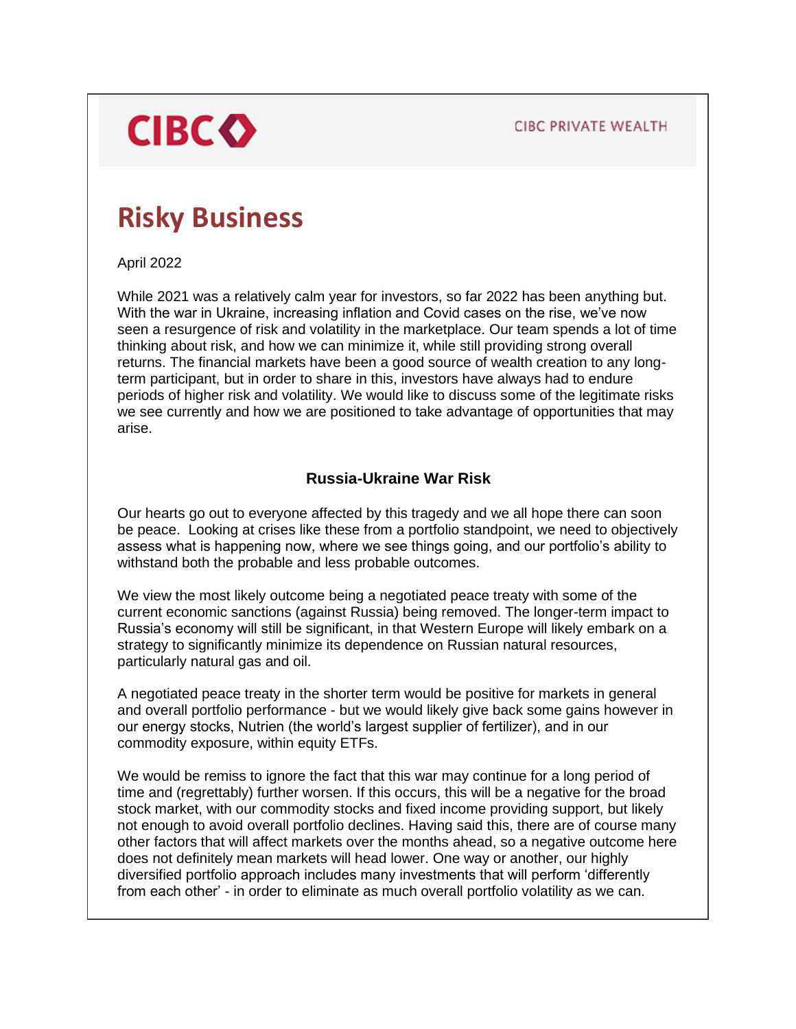CIBC CIBC PRIVATE WEALTH

# Risky Business

April 2022

While 2021 was a relatively calm year for investors, so far 2022 has been anything but. With the war in Ukraine, increasing inflation and Covid cases on the rise, we've now seen a resurgence of risk and volatility in the marketplace. Our team spends a lot of time thinking about risk, and how we can minimize it, while still providing strong overall returns. The financial markets have been a good source of wealth creation to any long-term participant, but in order to share in this, investors have always had to endure periods of higher risk and volatility. We would like to discuss some of the legitimate risks we see currently and how we are positioned to take advantage of opportunities that may arise.

## Russia-Ukraine War Risk

Our hearts go out to everyone affected by this tragedy and we all hope there can soon be peace. Looking at crises like these from a portfolio standpoint, we need to objectively assess what is happening now, where we see things going, and our portfolio's ability to withstand both the probable and less probable outcomes.

We view the most likely outcome being a negotiated peace treaty with some of the current economic sanctions (against Russia) being removed. The longer-term impact to Russia's economy will still be significant, in that Western Europe will likely embark on a strategy to significantly minimize its dependence on Russian natural resources, particularly natural gas and oil.

A negotiated peace treaty in the shorter term would be positive for markets in general and overall portfolio performance - but we would likely give back some gains however in our energy stocks, Nutrien (the world's largest supplier of fertilizer), and in our commodity exposure, within equity ETFs.

We would be remiss to ignore the fact that this war may continue for a long period of time and (regrettably) further worsen. If this occurs, this will be a negative for the broad stock market, with our commodity stocks and fixed income providing support, but likely not enough to avoid overall portfolio declines. Having said this, there are of course many other factors that will affect markets over the months ahead, so a negative outcome here does not definitely mean markets will head lower. One way or another, our highly diversified portfolio approach includes many investments that will perform 'differently from each other' - in order to eliminate as much overall portfolio volatility as we can.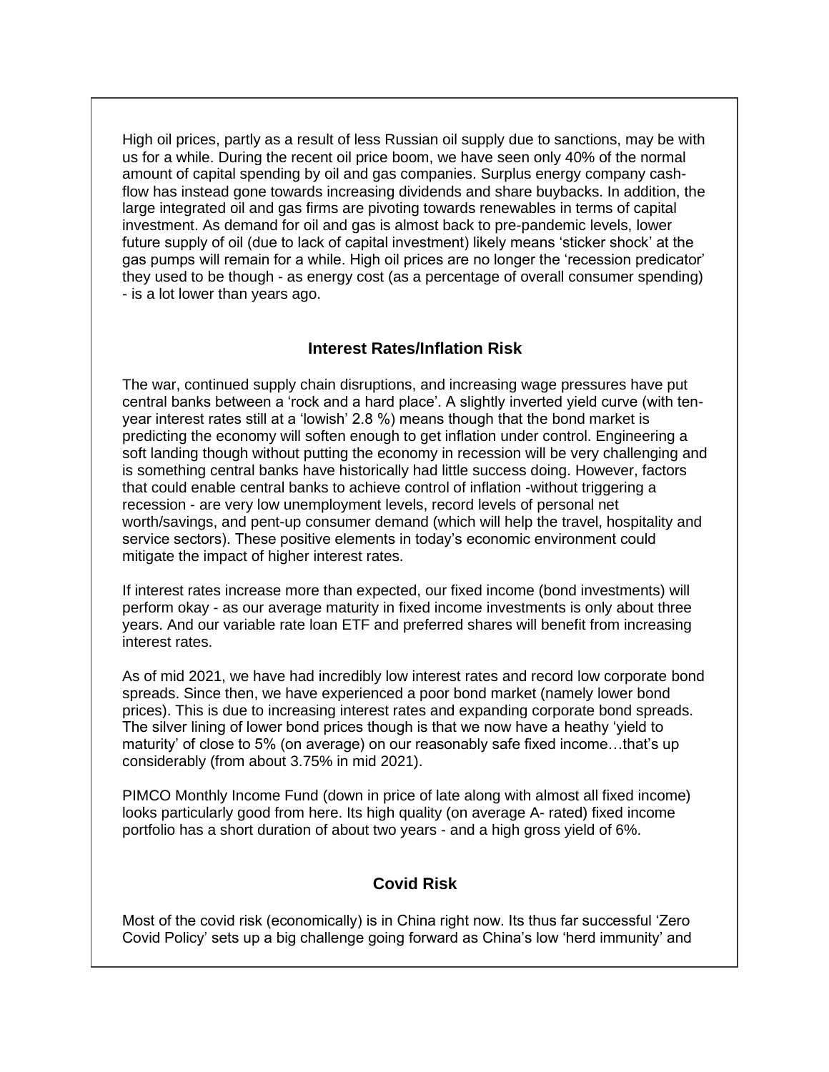High oil prices, partly as a result of less Russian oil supply due to sanctions, may be with us for a while. During the recent oil price boom, we have seen only 40% of the normal amount of capital spending by oil and gas companies. Surplus energy company cash-flow has instead gone towards increasing dividends and share buybacks. In addition, the large integrated oil and gas firms are pivoting towards renewables in terms of capital investment. As demand for oil and gas is almost back to pre-pandemic levels, lower future supply of oil (due to lack of capital investment) likely means 'sticker shock' at the gas pumps will remain for a while. High oil prices are no longer the 'recession predicator' they used to be though - as energy cost (as a percentage of overall consumer spending) - is a lot lower than years ago.

## Interest Rates/Inflation Risk

The war, continued supply chain disruptions, and increasing wage pressures have put central banks between a 'rock and a hard place'. A slightly inverted yield curve (with ten-year interest rates still at a 'lowish' 2.8 %) means though that the bond market is predicting the economy will soften enough to get inflation under control. Engineering a soft landing though without putting the economy in recession will be very challenging and is something central banks have historically had little success doing. However, factors that could enable central banks to achieve control of inflation -without triggering a recession - are very low unemployment levels, record levels of personal net worth/savings, and pent-up consumer demand (which will help the travel, hospitality and service sectors). These positive elements in today's economic environment could mitigate the impact of higher interest rates.

If interest rates increase more than expected, our fixed income (bond investments) will perform okay - as our average maturity in fixed income investments is only about three years. And our variable rate loan ETF and preferred shares will benefit from increasing interest rates.

As of mid 2021, we have had incredibly low interest rates and record low corporate bond spreads. Since then, we have experienced a poor bond market (namely lower bond prices). This is due to increasing interest rates and expanding corporate bond spreads. The silver lining of lower bond prices though is that we now have a heathy 'yield to maturity' of close to 5% (on average) on our reasonably safe fixed income…that's up considerably (from about 3.75% in mid 2021).

PIMCO Monthly Income Fund (down in price of late along with almost all fixed income) looks particularly good from here. Its high quality (on average A- rated) fixed income portfolio has a short duration of about two years - and a high gross yield of 6%.

## Covid Risk

Most of the covid risk (economically) is in China right now. Its thus far successful 'Zero Covid Policy' sets up a big challenge going forward as China's low 'herd immunity' and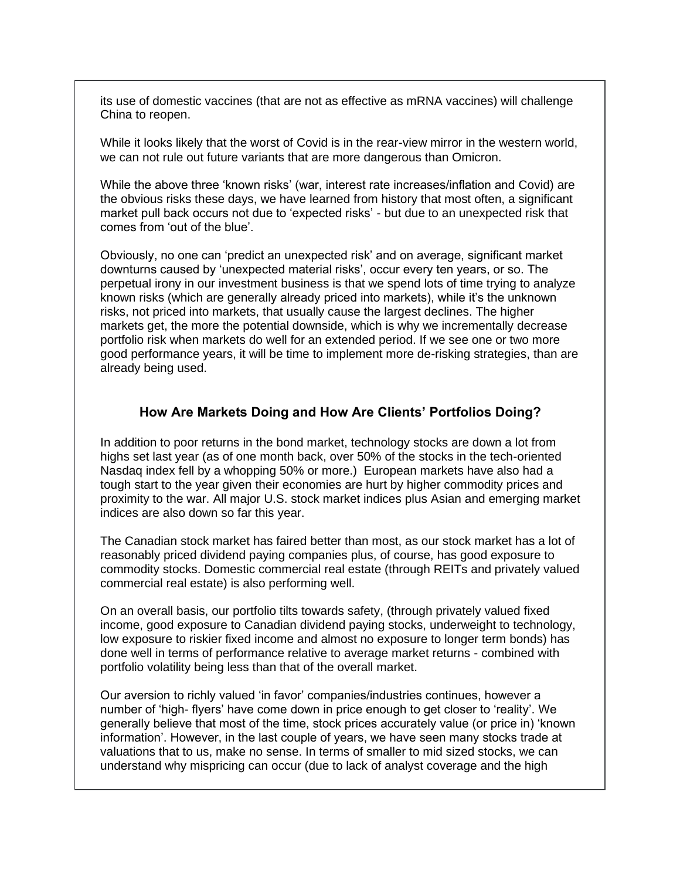its use of domestic vaccines (that are not as effective as mRNA vaccines) will challenge China to reopen.

While it looks likely that the worst of Covid is in the rear-view mirror in the western world, we can not rule out future variants that are more dangerous than Omicron.

While the above three 'known risks' (war, interest rate increases/inflation and Covid) are the obvious risks these days, we have learned from history that most often, a significant market pull back occurs not due to 'expected risks' - but due to an unexpected risk that comes from 'out of the blue'.

Obviously, no one can 'predict an unexpected risk' and on average, significant market downturns caused by 'unexpected material risks', occur every ten years, or so. The perpetual irony in our investment business is that we spend lots of time trying to analyze known risks (which are generally already priced into markets), while it's the unknown risks, not priced into markets, that usually cause the largest declines. The higher markets get, the more the potential downside, which is why we incrementally decrease portfolio risk when markets do well for an extended period. If we see one or two more good performance years, it will be time to implement more de-risking strategies, than are already being used.

## How Are Markets Doing and How Are Clients' Portfolios Doing?

In addition to poor returns in the bond market, technology stocks are down a lot from highs set last year (as of one month back, over 50% of the stocks in the tech-oriented Nasdaq index fell by a whopping 50% or more.) European markets have also had a tough start to the year given their economies are hurt by higher commodity prices and proximity to the war. All major U.S. stock market indices plus Asian and emerging market indices are also down so far this year.

The Canadian stock market has faired better than most, as our stock market has a lot of reasonably priced dividend paying companies plus, of course, has good exposure to commodity stocks. Domestic commercial real estate (through REITs and privately valued commercial real estate) is also performing well.

On an overall basis, our portfolio tilts towards safety, (through privately valued fixed income, good exposure to Canadian dividend paying stocks, underweight to technology, low exposure to riskier fixed income and almost no exposure to longer term bonds) has done well in terms of performance relative to average market returns - combined with portfolio volatility being less than that of the overall market.

Our aversion to richly valued 'in favor' companies/industries continues, however a number of 'high- flyers' have come down in price enough to get closer to 'reality'. We generally believe that most of the time, stock prices accurately value (or price in) 'known information'. However, in the last couple of years, we have seen many stocks trade at valuations that to us, make no sense. In terms of smaller to mid sized stocks, we can understand why mispricing can occur (due to lack of analyst coverage and the high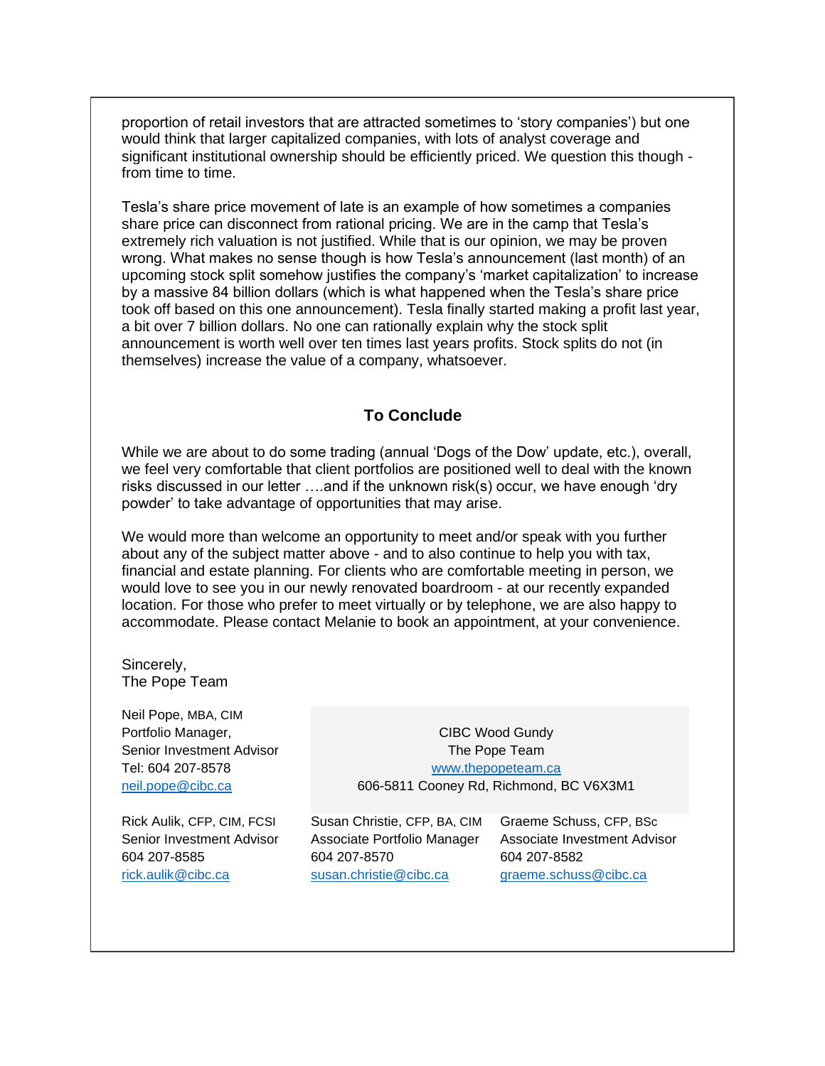proportion of retail investors that are attracted sometimes to 'story companies') but one would think that larger capitalized companies, with lots of analyst coverage and significant institutional ownership should be efficiently priced. We question this though - from time to time.

Tesla's share price movement of late is an example of how sometimes a companies share price can disconnect from rational pricing. We are in the camp that Tesla's extremely rich valuation is not justified. While that is our opinion, we may be proven wrong. What makes no sense though is how Tesla's announcement (last month) of an upcoming stock split somehow justifies the company's 'market capitalization' to increase by a massive 84 billion dollars (which is what happened when the Tesla's share price took off based on this one announcement). Tesla finally started making a profit last year, a bit over 7 billion dollars. No one can rationally explain why the stock split announcement is worth well over ten times last years profits. Stock splits do not (in themselves) increase the value of a company, whatsoever.

## To Conclude

While we are about to do some trading (annual 'Dogs of the Dow' update, etc.), overall, we feel very comfortable that client portfolios are positioned well to deal with the known risks discussed in our letter ….and if the unknown risk(s) occur, we have enough 'dry powder' to take advantage of opportunities that may arise.

We would more than welcome an opportunity to meet and/or speak with you further about any of the subject matter above - and to also continue to help you with tax, financial and estate planning. For clients who are comfortable meeting in person, we would love to see you in our newly renovated boardroom - at our recently expanded location. For those who prefer to meet virtually or by telephone, we are also happy to accommodate. Please contact Melanie to book an appointment, at your convenience.

Sincerely,
The Pope Team

Neil Pope, MBA, CIM
Portfolio Manager,
Senior Investment Advisor
Tel: 604 207-8578
neil.pope@cibc.ca

CIBC Wood Gundy
The Pope Team
www.thepopeteam.ca
606-5811 Cooney Rd, Richmond, BC V6X3M1

Rick Aulik, CFP, CIM, FCSI
Senior Investment Advisor
604 207-8585
rick.aulik@cibc.ca

Susan Christie, CFP, BA, CIM
Associate Portfolio Manager
604 207-8570
susan.christie@cibc.ca

Graeme Schuss, CFP, BSc
Associate Investment Advisor
604 207-8582
graeme.schuss@cibc.ca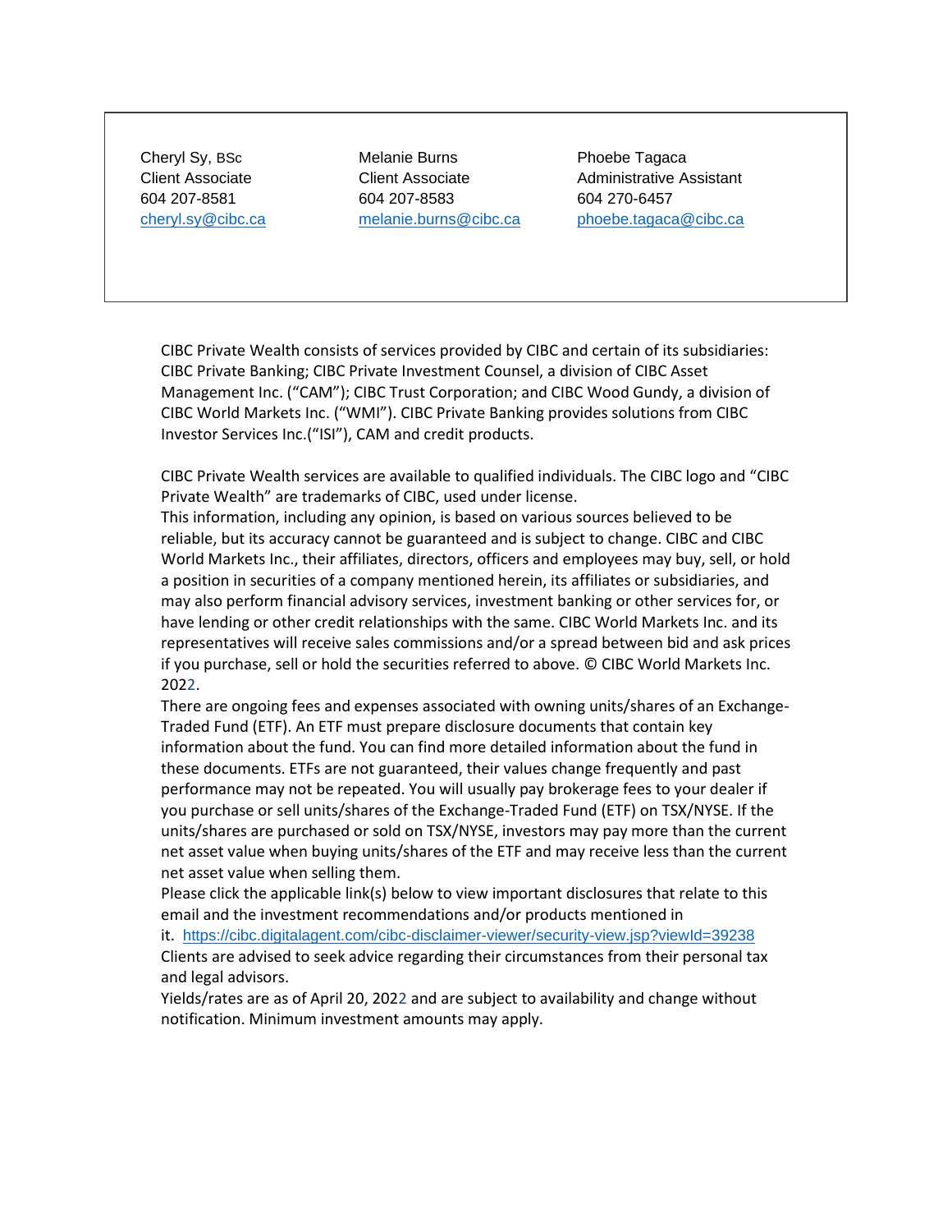| | | |
|---|---|---|
| Cheryl Sy, BSc<br>Client Associate<br>604 207-8581<br>cheryl.sy@cibc.ca | Melanie Burns<br>Client Associate<br>604 207-8583<br>melanie.burns@cibc.ca | Phoebe Tagaca<br>Administrative Assistant<br>604 270-6457<br>phoebe.tagaca@cibc.ca |

CIBC Private Wealth consists of services provided by CIBC and certain of its subsidiaries: CIBC Private Banking; CIBC Private Investment Counsel, a division of CIBC Asset Management Inc. ("CAM"); CIBC Trust Corporation; and CIBC Wood Gundy, a division of CIBC World Markets Inc. ("WMI"). CIBC Private Banking provides solutions from CIBC Investor Services Inc.("ISI"), CAM and credit products.

CIBC Private Wealth services are available to qualified individuals. The CIBC logo and "CIBC Private Wealth" are trademarks of CIBC, used under license.

This information, including any opinion, is based on various sources believed to be reliable, but its accuracy cannot be guaranteed and is subject to change. CIBC and CIBC World Markets Inc., their affiliates, directors, officers and employees may buy, sell, or hold a position in securities of a company mentioned herein, its affiliates or subsidiaries, and may also perform financial advisory services, investment banking or other services for, or have lending or other credit relationships with the same. CIBC World Markets Inc. and its representatives will receive sales commissions and/or a spread between bid and ask prices if you purchase, sell or hold the securities referred to above. © CIBC World Markets Inc. 2022.

There are ongoing fees and expenses associated with owning units/shares of an Exchange-Traded Fund (ETF). An ETF must prepare disclosure documents that contain key information about the fund. You can find more detailed information about the fund in these documents. ETFs are not guaranteed, their values change frequently and past performance may not be repeated. You will usually pay brokerage fees to your dealer if you purchase or sell units/shares of the Exchange-Traded Fund (ETF) on TSX/NYSE. If the units/shares are purchased or sold on TSX/NYSE, investors may pay more than the current net asset value when buying units/shares of the ETF and may receive less than the current net asset value when selling them.

Please click the applicable link(s) below to view important disclosures that relate to this email and the investment recommendations and/or products mentioned in it. https://cibc.digitalagent.com/cibc-disclaimer-viewer/security-view.jsp?viewId=39238

Clients are advised to seek advice regarding their circumstances from their personal tax and legal advisors.

Yields/rates are as of April 20, 2022 and are subject to availability and change without notification. Minimum investment amounts may apply.